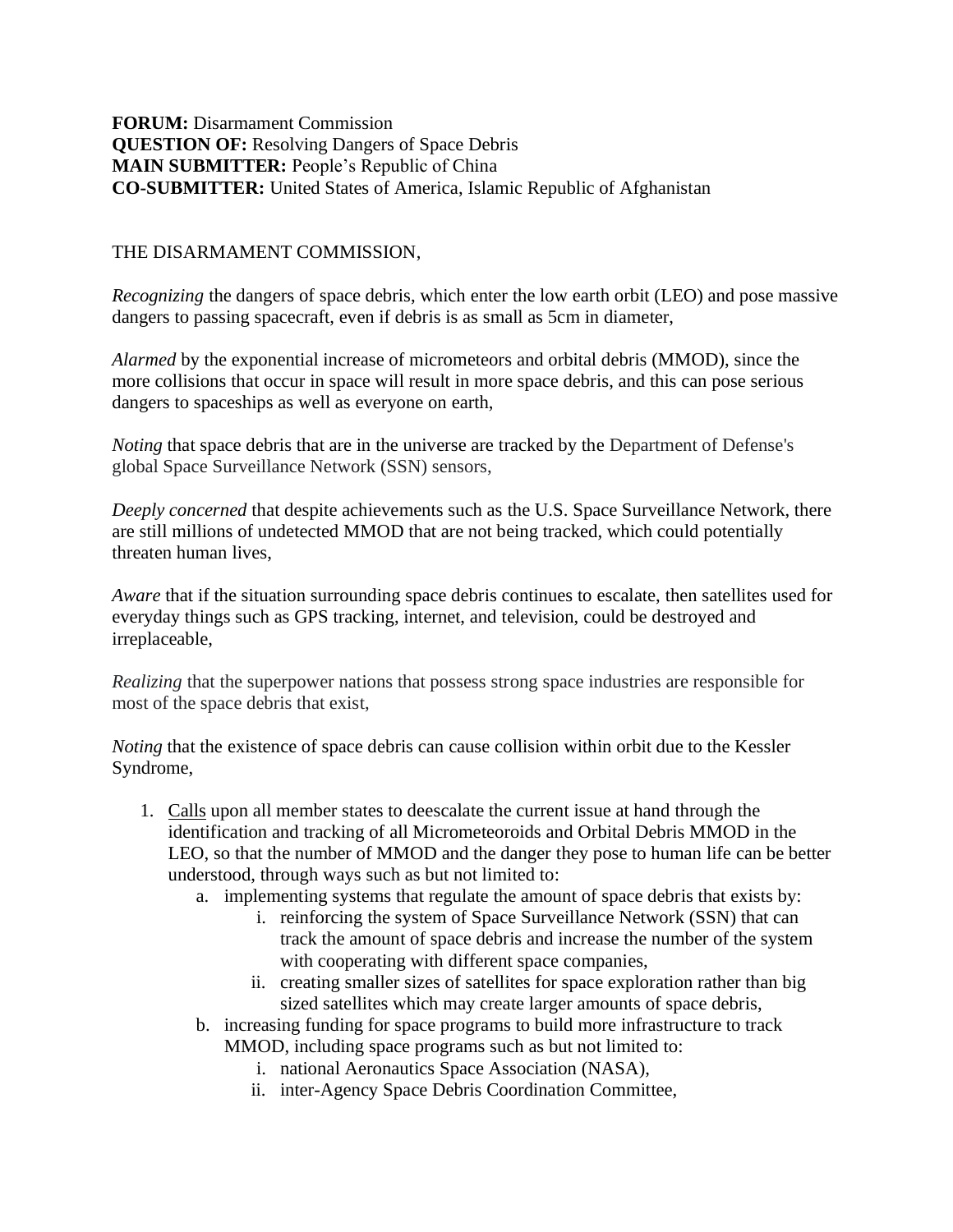**FORUM:** Disarmament Commission
**QUESTION OF:** Resolving Dangers of Space Debris
**MAIN SUBMITTER:** People's Republic of China
**CO-SUBMITTER:** United States of America, Islamic Republic of Afghanistan

THE DISARMAMENT COMMISSION,

*Recognizing* the dangers of space debris, which enter the low earth orbit (LEO) and pose massive dangers to passing spacecraft, even if debris is as small as 5cm in diameter,

*Alarmed* by the exponential increase of micrometeors and orbital debris (MMOD), since the more collisions that occur in space will result in more space debris, and this can pose serious dangers to spaceships as well as everyone on earth,

*Noting* that space debris that are in the universe are tracked by the Department of Defense's global Space Surveillance Network (SSN) sensors,

*Deeply concerned* that despite achievements such as the U.S. Space Surveillance Network, there are still millions of undetected MMOD that are not being tracked, which could potentially threaten human lives,

*Aware* that if the situation surrounding space debris continues to escalate, then satellites used for everyday things such as GPS tracking, internet, and television, could be destroyed and irreplaceable,

*Realizing* that the superpower nations that possess strong space industries are responsible for most of the space debris that exist,

*Noting* that the existence of space debris can cause collision within orbit due to the Kessler Syndrome,

1. Calls upon all member states to deescalate the current issue at hand through the identification and tracking of all Micrometeoroids and Orbital Debris MMOD in the LEO, so that the number of MMOD and the danger they pose to human life can be better understood, through ways such as but not limited to:
    a. implementing systems that regulate the amount of space debris that exists by:
        i. reinforcing the system of Space Surveillance Network (SSN) that can track the amount of space debris and increase the number of the system with cooperating with different space companies,
        ii. creating smaller sizes of satellites for space exploration rather than big sized satellites which may create larger amounts of space debris,
    b. increasing funding for space programs to build more infrastructure to track MMOD, including space programs such as but not limited to:
        i. national Aeronautics Space Association (NASA),
        ii. inter-Agency Space Debris Coordination Committee,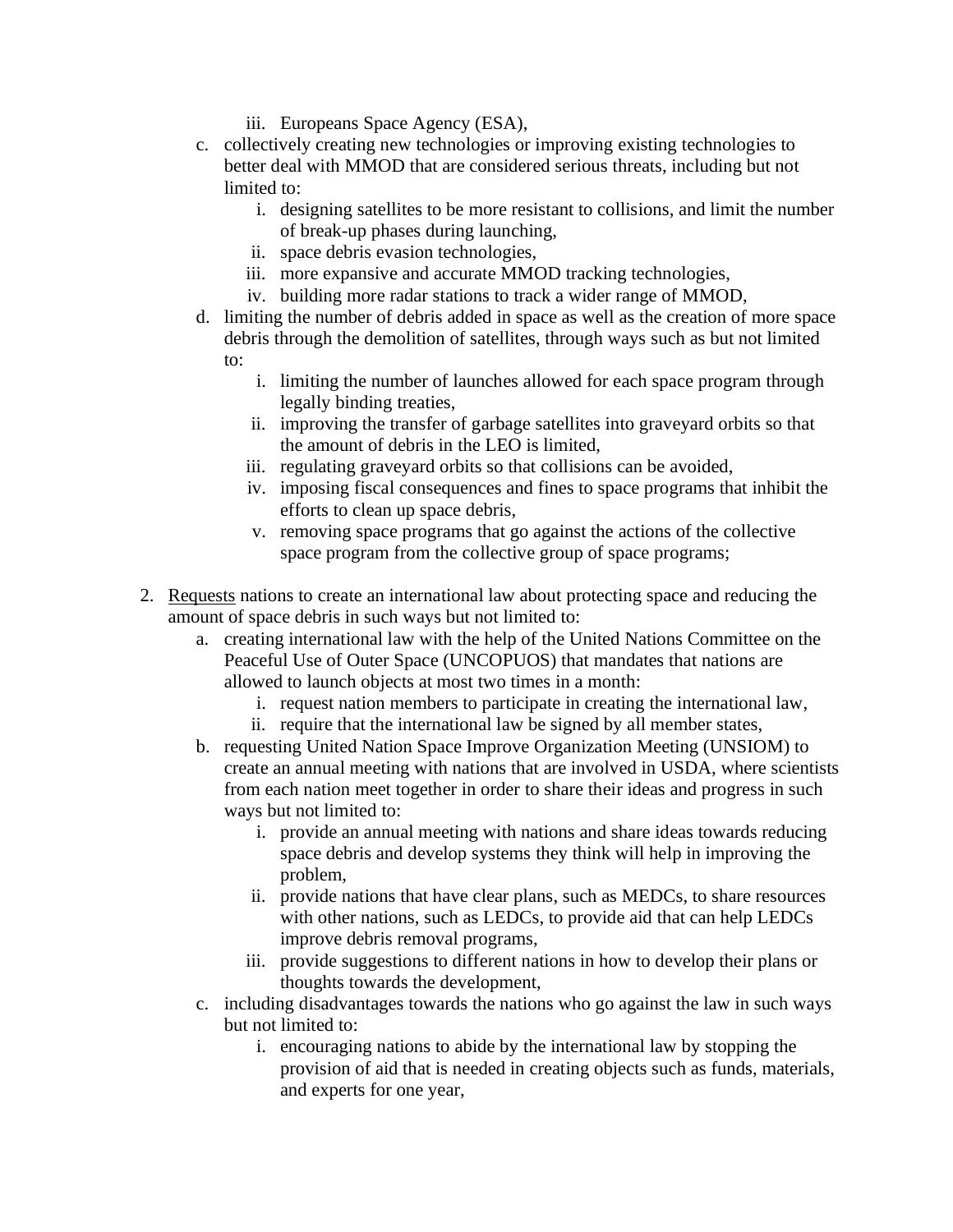iii. Europeans Space Agency (ESA),

    c. collectively creating new technologies or improving existing technologies to better deal with MMOD that are considered serious threats, including but not limited to:
        i. designing satellites to be more resistant to collisions, and limit the number of break-up phases during launching,
        ii. space debris evasion technologies,
        iii. more expansive and accurate MMOD tracking technologies,
        iv. building more radar stations to track a wider range of MMOD,
    d. limiting the number of debris added in space as well as the creation of more space debris through the demolition of satellites, through ways such as but not limited to:
        i. limiting the number of launches allowed for each space program through legally binding treaties,
        ii. improving the transfer of garbage satellites into graveyard orbits so that the amount of debris in the LEO is limited,
        iii. regulating graveyard orbits so that collisions can be avoided,
        iv. imposing fiscal consequences and fines to space programs that inhibit the efforts to clean up space debris,
        v. removing space programs that go against the actions of the collective space program from the collective group of space programs;

2. <u>Requests</u> nations to create an international law about protecting space and reducing the amount of space debris in such ways but not limited to:
    a. creating international law with the help of the United Nations Committee on the Peaceful Use of Outer Space (UNCOPUOS) that mandates that nations are allowed to launch objects at most two times in a month:
        i. request nation members to participate in creating the international law,
        ii. require that the international law be signed by all member states,
    b. requesting United Nation Space Improve Organization Meeting (UNSIOM) to create an annual meeting with nations that are involved in USDA, where scientists from each nation meet together in order to share their ideas and progress in such ways but not limited to:
        i. provide an annual meeting with nations and share ideas towards reducing space debris and develop systems they think will help in improving the problem,
        ii. provide nations that have clear plans, such as MEDCs, to share resources with other nations, such as LEDCs, to provide aid that can help LEDCs improve debris removal programs,
        iii. provide suggestions to different nations in how to develop their plans or thoughts towards the development,
    c. including disadvantages towards the nations who go against the law in such ways but not limited to:
        i. encouraging nations to abide by the international law by stopping the provision of aid that is needed in creating objects such as funds, materials, and experts for one year,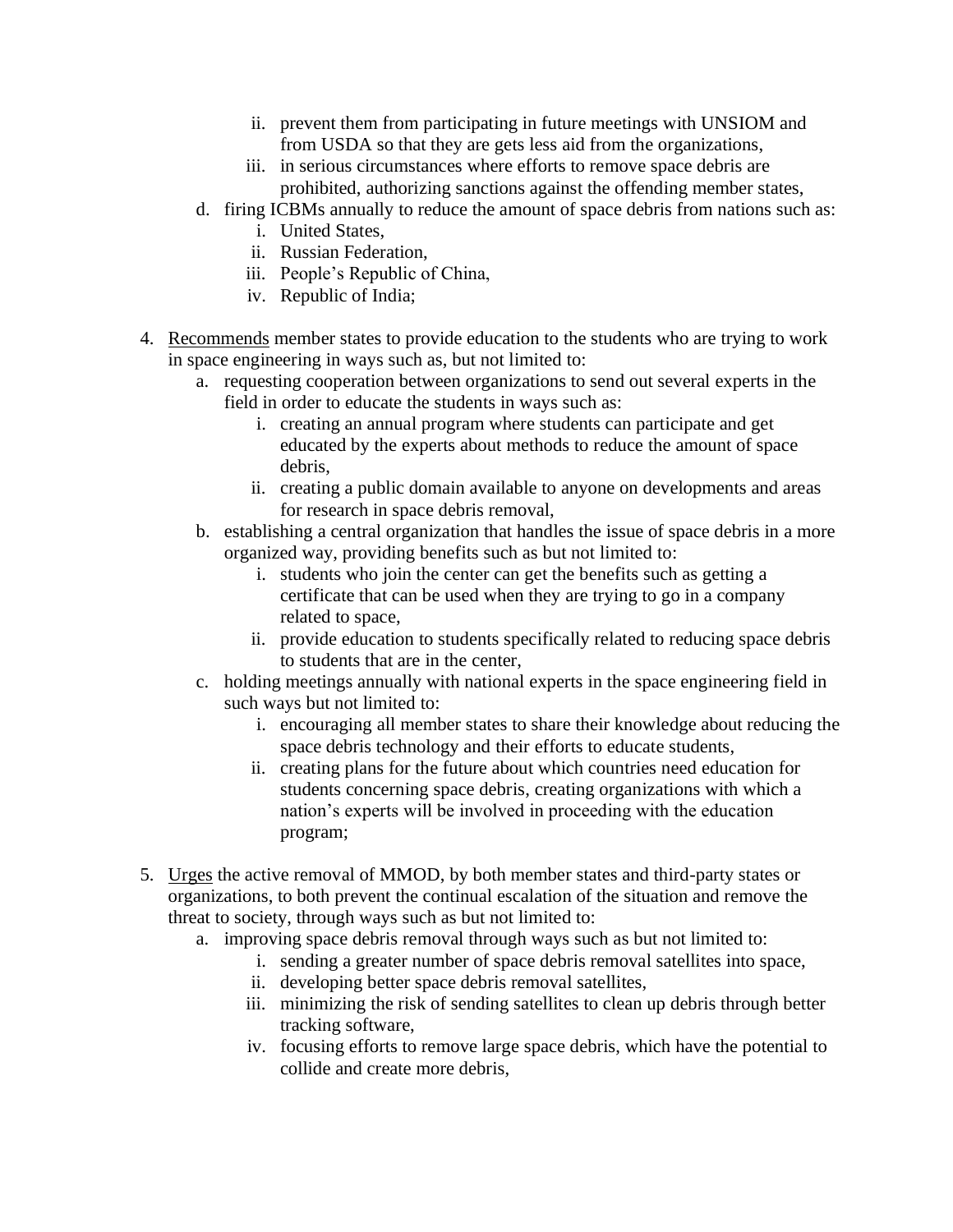ii. prevent them from participating in future meetings with UNSIOM and from USDA so that they are gets less aid from the organizations,
   iii. in serious circumstances where efforts to remove space debris are prohibited, authorizing sanctions against the offending member states,
d. firing ICBMs annually to reduce the amount of space debris from nations such as:
   i. United States,
   ii. Russian Federation,
   iii. People's Republic of China,
   iv. Republic of India;

4. Recommends member states to provide education to the students who are trying to work in space engineering in ways such as, but not limited to:
   a. requesting cooperation between organizations to send out several experts in the field in order to educate the students in ways such as:
      i. creating an annual program where students can participate and get educated by the experts about methods to reduce the amount of space debris,
      ii. creating a public domain available to anyone on developments and areas for research in space debris removal,
   b. establishing a central organization that handles the issue of space debris in a more organized way, providing benefits such as but not limited to:
      i. students who join the center can get the benefits such as getting a certificate that can be used when they are trying to go in a company related to space,
      ii. provide education to students specifically related to reducing space debris to students that are in the center,
   c. holding meetings annually with national experts in the space engineering field in such ways but not limited to:
      i. encouraging all member states to share their knowledge about reducing the space debris technology and their efforts to educate students,
      ii. creating plans for the future about which countries need education for students concerning space debris, creating organizations with which a nation's experts will be involved in proceeding with the education program;

5. Urges the active removal of MMOD, by both member states and third-party states or organizations, to both prevent the continual escalation of the situation and remove the threat to society, through ways such as but not limited to:
   a. improving space debris removal through ways such as but not limited to:
      i. sending a greater number of space debris removal satellites into space,
      ii. developing better space debris removal satellites,
      iii. minimizing the risk of sending satellites to clean up debris through better tracking software,
      iv. focusing efforts to remove large space debris, which have the potential to collide and create more debris,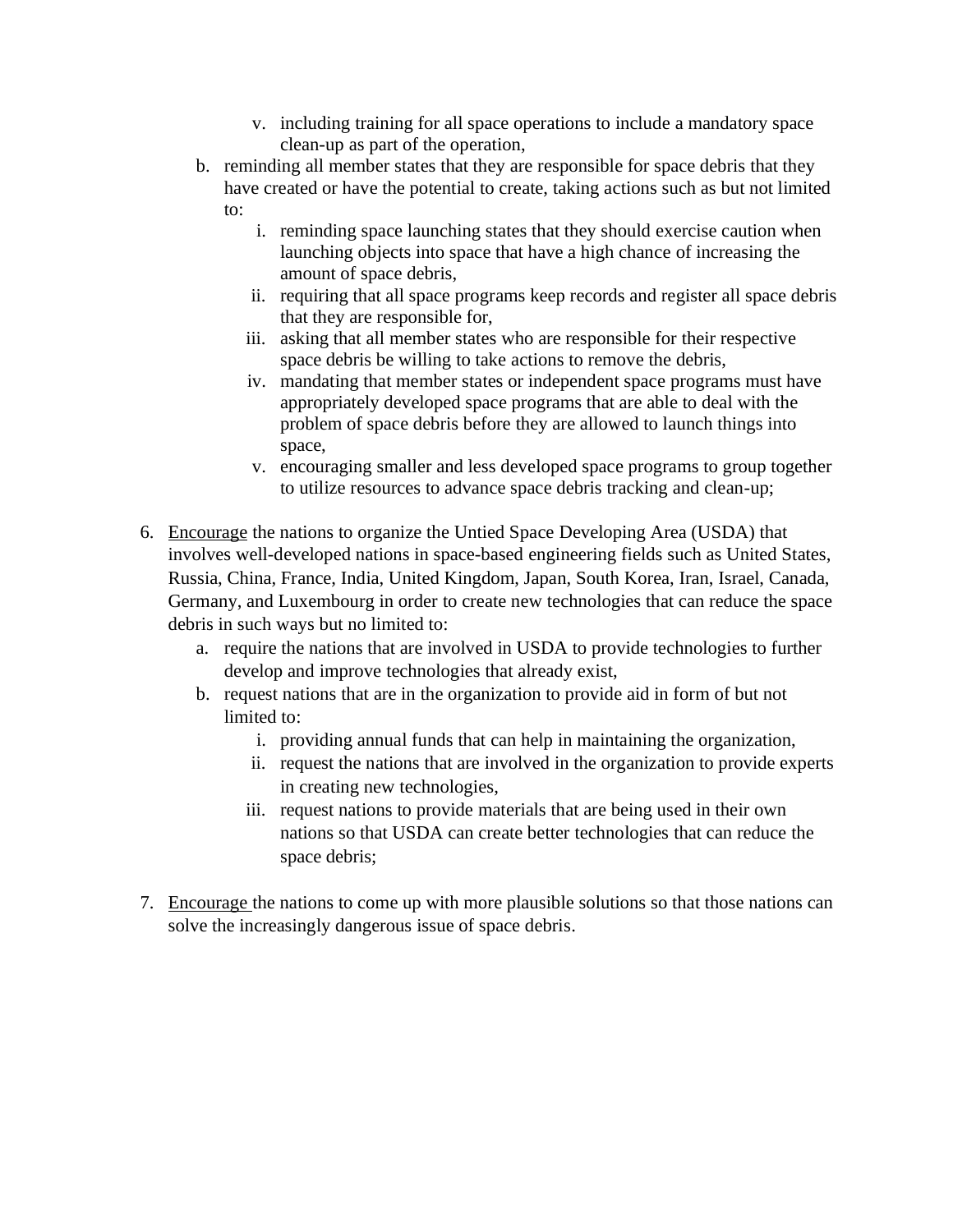v. including training for all space operations to include a mandatory space clean-up as part of the operation,

b. reminding all member states that they are responsible for space debris that they have created or have the potential to create, taking actions such as but not limited to:

   i. reminding space launching states that they should exercise caution when launching objects into space that have a high chance of increasing the amount of space debris,

   ii. requiring that all space programs keep records and register all space debris that they are responsible for,

   iii. asking that all member states who are responsible for their respective space debris be willing to take actions to remove the debris,

   iv. mandating that member states or independent space programs must have appropriately developed space programs that are able to deal with the problem of space debris before they are allowed to launch things into space,

   v. encouraging smaller and less developed space programs to group together to utilize resources to advance space debris tracking and clean-up;

6. <u>Encourage</u> the nations to organize the Untied Space Developing Area (USDA) that involves well-developed nations in space-based engineering fields such as United States, Russia, China, France, India, United Kingdom, Japan, South Korea, Iran, Israel, Canada, Germany, and Luxembourg in order to create new technologies that can reduce the space debris in such ways but no limited to:

   a. require the nations that are involved in USDA to provide technologies to further develop and improve technologies that already exist,

   b. request nations that are in the organization to provide aid in form of but not limited to:

      i. providing annual funds that can help in maintaining the organization,

      ii. request the nations that are involved in the organization to provide experts in creating new technologies,

      iii. request nations to provide materials that are being used in their own nations so that USDA can create better technologies that can reduce the space debris;

7. <u>Encourage</u> the nations to come up with more plausible solutions so that those nations can solve the increasingly dangerous issue of space debris.